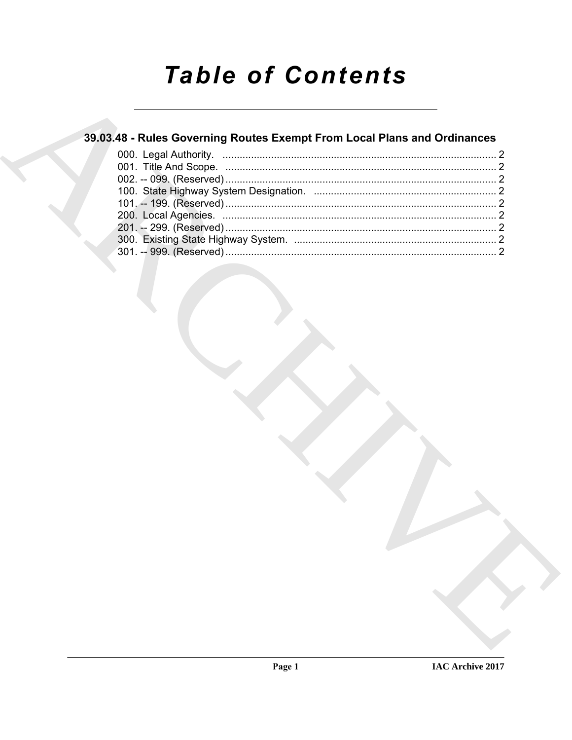# Table of Contents

## 39.03.48 - Rules Governing Routes Exempt From Local Plans and Ordinances

000. Legal Authority. ........................................................................................ 2
001. Title And Scope. ........................................................................................ 2
002. -- 099. (Reserved) ........................................................................................ 2
100. State Highway System Designation. ........................................................................ 2
101. -- 199. (Reserved) ........................................................................................ 2
200. Local Agencies. ........................................................................................ 2
201. -- 299. (Reserved) ........................................................................................ 2
300. Existing State Highway System. ........................................................................ 2
301. -- 999. (Reserved) ........................................................................................ 2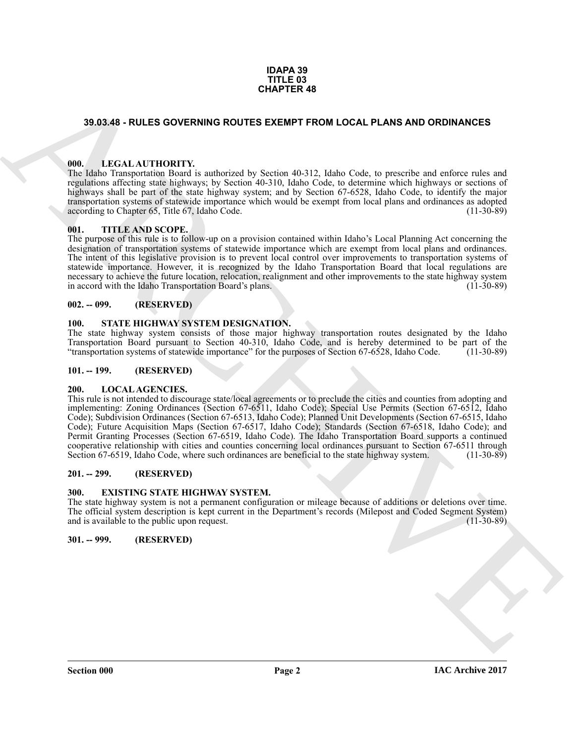**IDAPA 39**
**TITLE 03**
**CHAPTER 48**

## 39.03.48 - RULES GOVERNING ROUTES EXEMPT FROM LOCAL PLANS AND ORDINANCES

### 000. LEGAL AUTHORITY.

The Idaho Transportation Board is authorized by Section 40-312, Idaho Code, to prescribe and enforce rules and regulations affecting state highways; by Section 40-310, Idaho Code, to determine which highways or sections of highways shall be part of the state highway system; and by Section 67-6528, Idaho Code, to identify the major transportation systems of statewide importance which would be exempt from local plans and ordinances as adopted according to Chapter 65, Title 67, Idaho Code. (11-30-89)

### 001. TITLE AND SCOPE.

The purpose of this rule is to follow-up on a provision contained within Idaho's Local Planning Act concerning the designation of transportation systems of statewide importance which are exempt from local plans and ordinances. The intent of this legislative provision is to prevent local control over improvements to transportation systems of statewide importance. However, it is recognized by the Idaho Transportation Board that local regulations are necessary to achieve the future location, relocation, realignment and other improvements to the state highway system in accord with the Idaho Transportation Board's plans. (11-30-89)

### 002. -- 099. (RESERVED)

### 100. STATE HIGHWAY SYSTEM DESIGNATION.

The state highway system consists of those major highway transportation routes designated by the Idaho Transportation Board pursuant to Section 40-310, Idaho Code, and is hereby determined to be part of the "transportation systems of statewide importance" for the purposes of Section 67-6528, Idaho Code. (11-30-89)

### 101. -- 199. (RESERVED)

### 200. LOCAL AGENCIES.

This rule is not intended to discourage state/local agreements or to preclude the cities and counties from adopting and implementing: Zoning Ordinances (Section 67-6511, Idaho Code); Special Use Permits (Section 67-6512, Idaho Code); Subdivision Ordinances (Section 67-6513, Idaho Code); Planned Unit Developments (Section 67-6515, Idaho Code); Future Acquisition Maps (Section 67-6517, Idaho Code); Standards (Section 67-6518, Idaho Code); and Permit Granting Processes (Section 67-6519, Idaho Code). The Idaho Transportation Board supports a continued cooperative relationship with cities and counties concerning local ordinances pursuant to Section 67-6511 through Section 67-6519, Idaho Code, where such ordinances are beneficial to the state highway system. (11-30-89)

### 201. -- 299. (RESERVED)

### 300. EXISTING STATE HIGHWAY SYSTEM.

The state highway system is not a permanent configuration or mileage because of additions or deletions over time. The official system description is kept current in the Department's records (Milepost and Coded Segment System) and is available to the public upon request. (11-30-89)

### 301. -- 999. (RESERVED)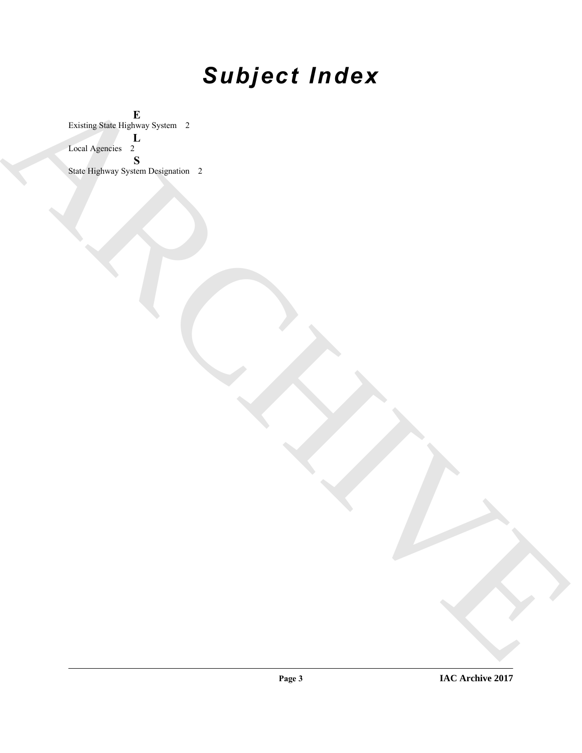# Subject Index

**E**

Existing State Highway System 2

**L**

Local Agencies 2

**S**

State Highway System Designation 2